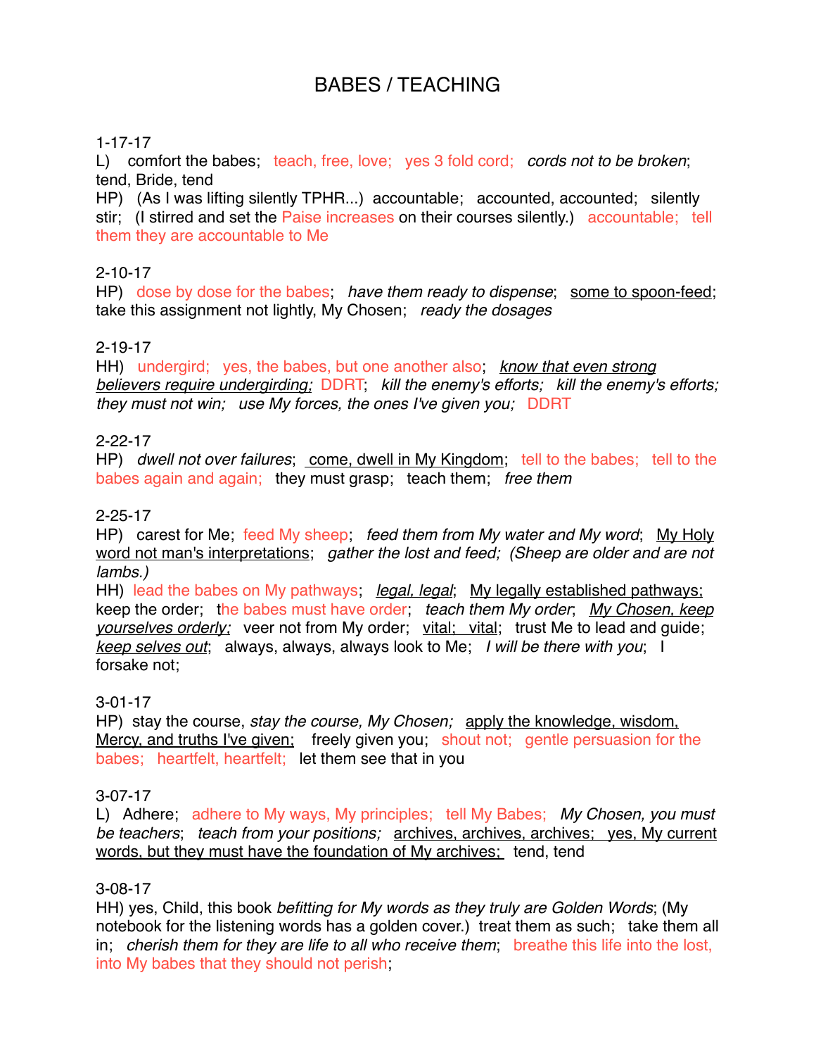# BABES / TEACHING

1-17-17
L) comfort the babes; teach, free, love; yes 3 fold cord; *cords not to be broken*; tend, Bride, tend
HP) (As I was lifting silently TPHR...) accountable; accounted, accounted; silently stir; (I stirred and set the Paise increases on their courses silently.) accountable; tell them they are accountable to Me

2-10-17
HP) dose by dose for the babes; *have them ready to dispense*; <u>some to spoon-feed</u>; take this assignment not lightly, My Chosen; *ready the dosages*

2-19-17
HH) undergird; yes, the babes, but one another also; <u>*know that even strong believers require undergirding;*</u> DDRT; *kill the enemy's efforts; kill the enemy's efforts; they must not win; use My forces, the ones I've given you;* DDRT

2-22-17
HP) *dwell not over failures*; <u>come, dwell in My Kingdom</u>; tell to the babes; tell to the babes again and again; they must grasp; teach them; *free them*

2-25-17
HP) carest for Me; feed My sheep; *feed them from My water and My word*; <u>My Holy word not man's interpretations</u>; *gather the lost and feed; (Sheep are older and are not lambs.)*
HH) lead the babes on My pathways; <u>*legal, legal*</u>; <u>My legally established pathways;</u> keep the order; the babes must have order; *teach them My order*; <u>*My Chosen, keep yourselves orderly;*</u> veer not from My order; <u>vital; vital</u>; trust Me to lead and guide; <u>*keep selves out*</u>; always, always, always look to Me; *I will be there with you*; I forsake not;

3-01-17
HP) stay the course, *stay the course, My Chosen;* <u>apply the knowledge, wisdom, Mercy, and truths I've given;</u> freely given you; shout not; gentle persuasion for the babes; heartfelt, heartfelt; let them see that in you

3-07-17
L) Adhere; adhere to My ways, My principles; tell My Babes; *My Chosen, you must be teachers*; *teach from your positions;* <u>archives, archives, archives; yes, My current words, but they must have the foundation of My archives;</u> tend, tend

3-08-17
HH) yes, Child, this book *befitting for My words as they truly are Golden Words*; (My notebook for the listening words has a golden cover.) treat them as such; take them all in; *cherish them for they are life to all who receive them*; breathe this life into the lost, into My babes that they should not perish;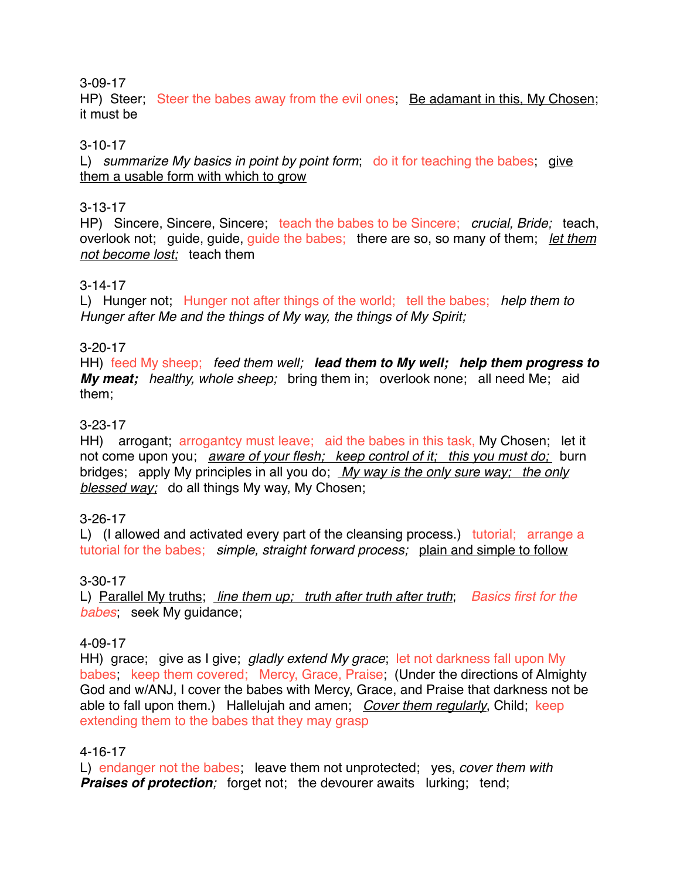3-09-17
HP) Steer; Steer the babes away from the evil ones; <u>Be adamant in this, My Chosen</u>; it must be

3-10-17
L) *summarize My basics in point by point form*; do it for teaching the babes; <u>give them a usable form with which to grow</u>

3-13-17
HP) Sincere, Sincere, Sincere; teach the babes to be Sincere; *crucial, Bride;* teach, overlook not; guide, guide, guide the babes; there are so, so many of them; *<u>let them not become lost;</u>* teach them

3-14-17
L) Hunger not; Hunger not after things of the world; tell the babes; *help them to Hunger after Me and the things of My way, the things of My Spirit;*

3-20-17
HH) feed My sheep; *feed them well;* ***lead them to My well; help them progress to My meat;*** *healthy, whole sheep;* bring them in; overlook none; all need Me; aid them;

3-23-17
HH) arrogant; arrogantcy must leave; aid the babes in this task, My Chosen; let it not come upon you; *<u>aware of your flesh; keep control of it; this you must do;</u>* burn bridges; apply My principles in all you do; *<u>My way is the only sure way; the only blessed way;</u>* do all things My way, My Chosen;

3-26-17
L) (I allowed and activated every part of the cleansing process.) tutorial; arrange a tutorial for the babes; *simple, straight forward process;* <u>plain and simple to follow</u>

3-30-17
L) <u>Parallel My truths</u>; *<u>line them up; truth after truth after truth</u>*; *Basics first for the babes*; seek My guidance;

4-09-17
HH) grace; give as I give; *gladly extend My grace*; let not darkness fall upon My babes; keep them covered; Mercy, Grace, Praise; (Under the directions of Almighty God and w/ANJ, I cover the babes with Mercy, Grace, and Praise that darkness not be able to fall upon them.) Hallelujah and amen; *<u>Cover them regularly</u>*, Child; keep extending them to the babes that they may grasp

4-16-17
L) endanger not the babes; leave them not unprotected; yes, *cover them with* ***Praises of protection****;* forget not; the devourer awaits lurking; tend;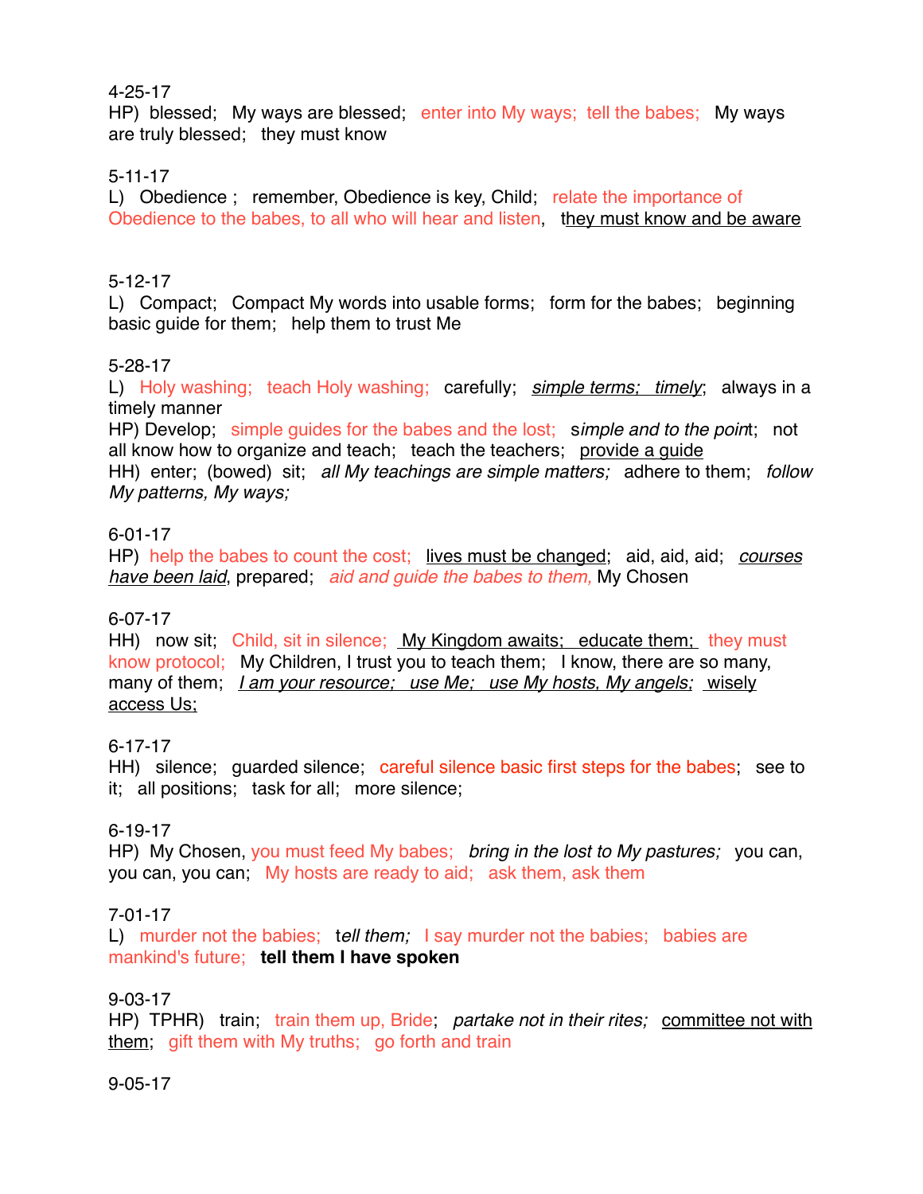4-25-17
HP) blessed; My ways are blessed; enter into My ways; tell the babes; My ways are truly blessed; they must know

5-11-17
L) Obedience ; remember, Obedience is key, Child; relate the importance of Obedience to the babes, to all who will hear and listen, <u>they must know and be aware</u>

5-12-17
L) Compact; Compact My words into usable forms; form for the babes; beginning basic guide for them; help them to trust Me

5-28-17
L) Holy washing; teach Holy washing; carefully; <u>*simple terms; timely*</u>; always in a timely manner
HP) Develop; simple guides for the babes and the lost; s*imple and to the poin*t; not all know how to organize and teach; teach the teachers; <u>provide a guide</u>
HH) enter; (bowed) sit; *all My teachings are simple matters;* adhere to them; *follow My patterns, My ways;*

6-01-17
HP) help the babes to count the cost; <u>lives must be changed</u>; aid, aid, aid; <u>*courses have been laid*</u>, prepared; *aid and guide the babes to them,* My Chosen

6-07-17
HH) now sit; Child, sit in silence; <u>My Kingdom awaits; educate them;</u> they must know protocol; My Children, I trust you to teach them; I know, there are so many, many of them; <u>*I am your resource; use Me; use My hosts, My angels;*</u> <u>wisely access Us;</u>

6-17-17
HH) silence; guarded silence; careful silence basic first steps for the babes; see to it; all positions; task for all; more silence;

6-19-17
HP) My Chosen, you must feed My babes; *bring in the lost to My pastures;* you can, you can, you can; My hosts are ready to aid; ask them, ask them

7-01-17
L) murder not the babies; t*ell them;* I say murder not the babies; babies are mankind's future; **tell them I have spoken**

9-03-17
HP) TPHR) train; train them up, Bride; *partake not in their rites;* <u>committee not with them</u>; gift them with My truths; go forth and train

9-05-17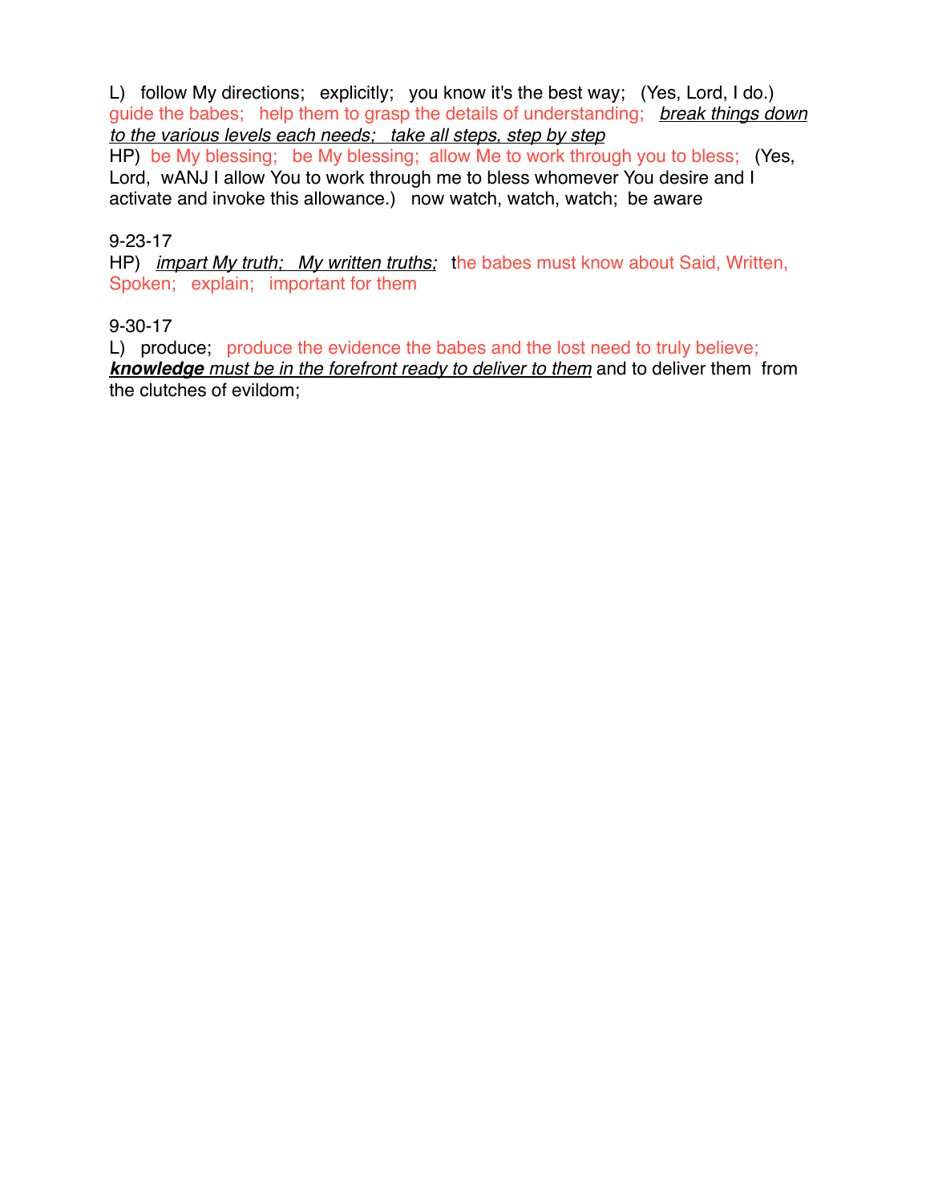L) follow My directions; explicitly; you know it's the best way; (Yes, Lord, I do.) guide the babes; help them to grasp the details of understanding; *break things down to the various levels each needs; take all steps, step by step*
HP) be My blessing; be My blessing; allow Me to work through you to bless; (Yes, Lord, wANJ I allow You to work through me to bless whomever You desire and I activate and invoke this allowance.) now watch, watch, watch; be aware

9-23-17
HP) *impart My truth; My written truths;* the babes must know about Said, Written, Spoken; explain; important for them

9-30-17
L) produce; produce the evidence the babes and the lost need to truly believe; ***knowledge** must be in the forefront ready to deliver to them* and to deliver them from the clutches of evildom;